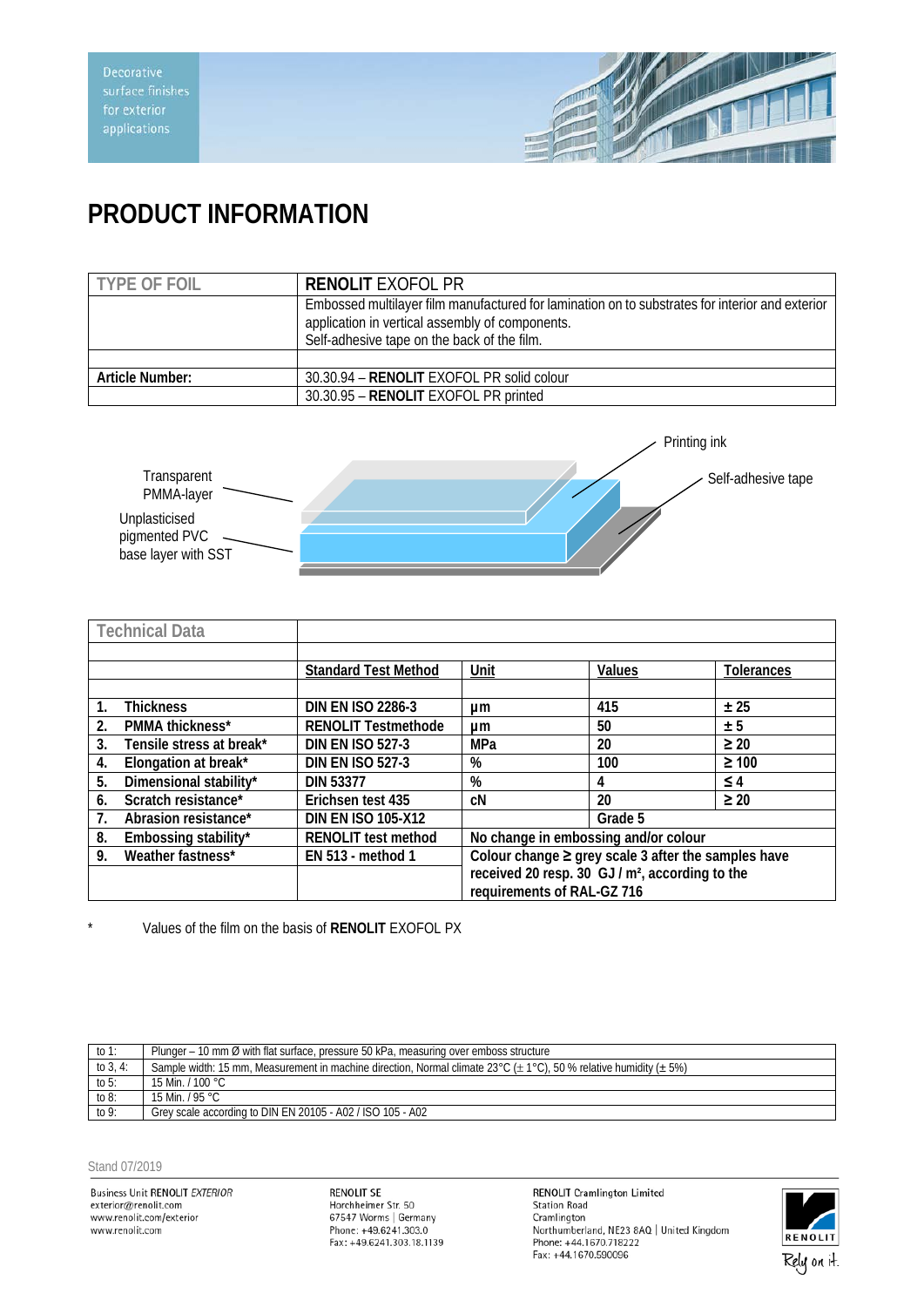Decorative surface finishes for exterior applications

# PRODUCT INFORMATION

| TYPE OF FOIL | **RENOLIT** EXOFOL PR |
|---|---|
| | Embossed multilayer film manufactured for lamination on to substrates for interior and exterior application in vertical assembly of components. Self-adhesive tape on the back of the film. |
| | |
| **Article Number:** | 30.30.94 – **RENOLIT** EXOFOL PR solid colour |
| | 30.30.95 – **RENOLIT** EXOFOL PR printed |

Transparent PMMA-layer

Unplasticised pigmented PVC base layer with SST

Printing ink

Self-adhesive tape

| Technical Data | | | | |
|---|---|---|---|---|
| | **Standard Test Method** | **Unit** | **Values** | **Tolerances** |
| **1. Thickness** | **DIN EN ISO 2286-3** | **µm** | **415** | **± 25** |
| **2. PMMA thickness*** | **RENOLIT Testmethode** | **µm** | **50** | **± 5** |
| **3. Tensile stress at break*** | **DIN EN ISO 527-3** | **MPa** | **20** | **≥ 20** |
| **4. Elongation at break*** | **DIN EN ISO 527-3** | **%** | **100** | **≥ 100** |
| **5. Dimensional stability*** | **DIN 53377** | **%** | **4** | **≤ 4** |
| **6. Scratch resistance*** | **Erichsen test 435** | **cN** | **20** | **≥ 20** |
| **7. Abrasion resistance*** | **DIN EN ISO 105-X12** | | **Grade 5** | |
| **8. Embossing stability*** | **RENOLIT test method** | **No change in embossing and/or colour** | | |
| **9. Weather fastness*** | **EN 513 - method 1** | **Colour change ≥ grey scale 3 after the samples have received 20 resp. 30 GJ / m², according to the requirements of RAL-GZ 716** | | |

\* Values of the film on the basis of **RENOLIT** EXOFOL PX

| | |
|---|---|
| to 1: | Plunger – 10 mm Ø with flat surface, pressure 50 kPa, measuring over emboss structure |
| to 3, 4: | Sample width: 15 mm, Measurement in machine direction, Normal climate 23°C (± 1°C), 50 % relative humidity (± 5%) |
| to 5: | 15 Min. / 100 °C |
| to 8: | 15 Min. / 95 °C |
| to 9: | Grey scale according to DIN EN 20105 - A02 / ISO 105 - A02 |

Stand 07/2019

Business Unit RENOLIT *EXTERIOR*
exterior@renolit.com
www.renolit.com/exterior
www.renolit.com

RENOLIT SE
Horchheimer Str. 50
67547 Worms | Germany
Phone: +49.6241.303.0
Fax: +49.6241.303.18.1139

RENOLIT Cramlington Limited
Station Road
Cramlington
Northumberland, NE23 8AQ | United Kingdom
Phone: +44.1670.718222
Fax: +44.1670.590096

RENOLIT Rely on it.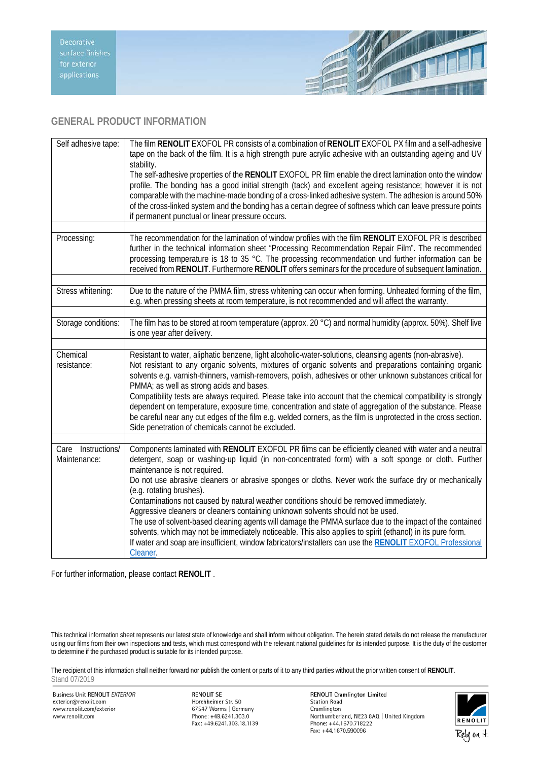## GENERAL PRODUCT INFORMATION

| | |
|---|---|
| Self adhesive tape: | The film **RENOLIT** EXOFOL PR consists of a combination of **RENOLIT** EXOFOL PX film and a self-adhesive tape on the back of the film. It is a high strength pure acrylic adhesive with an outstanding ageing and UV stability.<br>The self-adhesive properties of the **RENOLIT** EXOFOL PR film enable the direct lamination onto the window profile. The bonding has a good initial strength (tack) and excellent ageing resistance; however it is not comparable with the machine-made bonding of a cross-linked adhesive system. The adhesion is around 50% of the cross-linked system and the bonding has a certain degree of softness which can leave pressure points if permanent punctual or linear pressure occurs. |
| Processing: | The recommendation for the lamination of window profiles with the film **RENOLIT** EXOFOL PR is described further in the technical information sheet "Processing Recommendation Repair Film". The recommended processing temperature is 18 to 35 °C. The processing recommendation und further information can be received from **RENOLIT**. Furthermore **RENOLIT** offers seminars for the procedure of subsequent lamination. |
| Stress whitening: | Due to the nature of the PMMA film, stress whitening can occur when forming. Unheated forming of the film, e.g. when pressing sheets at room temperature, is not recommended and will affect the warranty. |
| Storage conditions: | The film has to be stored at room temperature (approx. 20 °C) and normal humidity (approx. 50%). Shelf live is one year after delivery. |
| Chemical resistance: | Resistant to water, aliphatic benzene, light alcoholic-water-solutions, cleansing agents (non-abrasive).<br>Not resistant to any organic solvents, mixtures of organic solvents and preparations containing organic solvents e.g. varnish-thinners, varnish-removers, polish, adhesives or other unknown substances critical for PMMA; as well as strong acids and bases.<br>Compatibility tests are always required. Please take into account that the chemical compatibility is strongly dependent on temperature, exposure time, concentration and state of aggregation of the substance. Please be careful near any cut edges of the film e.g. welded corners, as the film is unprotected in the cross section. Side penetration of chemicals cannot be excluded. |
| Care Instructions/ Maintenance: | Components laminated with **RENOLIT** EXOFOL PR films can be efficiently cleaned with water and a neutral detergent, soap or washing-up liquid (in non-concentrated form) with a soft sponge or cloth. Further maintenance is not required.<br>Do not use abrasive cleaners or abrasive sponges or cloths. Never work the surface dry or mechanically (e.g. rotating brushes).<br>Contaminations not caused by natural weather conditions should be removed immediately.<br>Aggressive cleaners or cleaners containing unknown solvents should not be used.<br>The use of solvent-based cleaning agents will damage the PMMA surface due to the impact of the contained solvents, which may not be immediately noticeable. This also applies to spirit (ethanol) in its pure form.<br>If water and soap are insufficient, window fabricators/installers can use the **RENOLIT** EXOFOL Professional Cleaner. |

For further information, please contact **RENOLIT** .

This technical information sheet represents our latest state of knowledge and shall inform without obligation. The herein stated details do not release the manufacturer using our films from their own inspections and tests, which must correspond with the relevant national guidelines for its intended purpose. It is the duty of the customer to determine if the purchased product is suitable for its intended purpose.

The recipient of this information shall neither forward nor publish the content or parts of it to any third parties without the prior written consent of **RENOLIT**.

Stand 07/2019

Business Unit RENOLIT *EXTERIOR*
exterior@renolit.com
www.renolit.com/exterior
www.renolit.com

RENOLIT SE
Horchheimer Str. 50
67547 Worms | Germany
Phone: +49.6241.303.0
Fax: +49.6241.303.18.1139

RENOLIT Cramlington Limited
Station Road
Cramlington
Northumberland, NE23 8AQ | United Kingdom
Phone: +44.1670.718222
Fax: +44.1670.590096

RENOLIT
Rely on it.